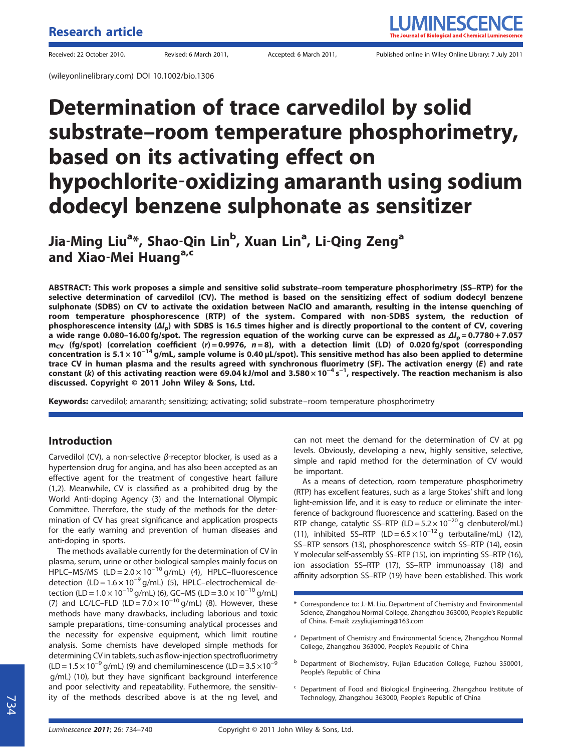Research article

Received: 22 October 2010, Revised: 6 March 2011, Accepted: 6 March 2011, Published online in Wiley Online Library: 7 July 2011

(wileyonlinelibrary.com) DOI 10.1002/bio.1306

# Determination of trace carvedilol by solid substrate–room temperature phosphorimetry, based on its activating effect on hypochlorite-oxidizing amaranth using sodium dodecyl benzene sulphonate as sensitizer

**Jia-Ming Liu[a]*, Shao-Qin Lin[b], Xuan Lin[a], Li-Qing Zeng[a] and Xiao-Mei Huang[a,c]**

**ABSTRACT: This work proposes a simple and sensitive solid substrate–room temperature phosphorimetry (SS–RTP) for the selective determination of carvedilol (CV). The method is based on the sensitizing effect of sodium dodecyl benzene sulphonate (SDBS) on CV to activate the oxidation between NaClO and amaranth, resulting in the intense quenching of room temperature phosphorescence (RTP) of the system. Compared with non-SDBS system, the reduction of phosphorescence intensity ($\Delta I_p$) with SDBS is 16.5 times higher and is directly proportional to the content of CV, covering a wide range 0.080–16.00 fg/spot. The regression equation of the working curve can be expressed as $\Delta I_p = 0.7780 + 7.057\ m_{CV}$ (fg/spot) (correlation coefficient ($r$) = 0.9976, $n$ = 8), with a detection limit (LD) of 0.020 fg/spot (corresponding concentration is $5.1 \times 10^{-14}$ g/mL, sample volume is 0.40 µL/spot). This sensitive method has also been applied to determine trace CV in human plasma and the results agreed with synchronous fluorimetry (SF). The activation energy ($E$) and rate constant ($k$) of this activating reaction were 69.04 kJ/mol and $3.580 \times 10^{-4}\ s^{-1}$, respectively. The reaction mechanism is also discussed. Copyright © 2011 John Wiley & Sons, Ltd.**

**Keywords:** carvedilol; amaranth; sensitizing; activating; solid substrate–room temperature phosphorimetry

## Introduction

Carvedilol (CV), a non-selective $\beta$-receptor blocker, is used as a hypertension drug for angina, and has also been accepted as an effective agent for the treatment of congestive heart failure (1,2). Meanwhile, CV is classified as a prohibited drug by the World Anti-doping Agency (3) and the International Olympic Committee. Therefore, the study of the methods for the determination of CV has great significance and application prospects for the early warning and prevention of human diseases and anti-doping in sports.

The methods available currently for the determination of CV in plasma, serum, urine or other biological samples mainly focus on HPLC–MS/MS (LD = $2.0 \times 10^{-10}$ g/mL) (4), HPLC–fluorescence detection (LD = $1.6 \times 10^{-9}$ g/mL) (5), HPLC–electrochemical detection (LD = $1.0 \times 10^{-10}$ g/mL) (6), GC–MS (LD = $3.0 \times 10^{-10}$ g/mL) (7) and LC/LC–FLD (LD = $7.0 \times 10^{-10}$ g/mL) (8). However, these methods have many drawbacks, including laborious and toxic sample preparations, time-consuming analytical processes and the necessity for expensive equipment, which limit routine analysis. Some chemists have developed simple methods for determining CV in tablets, such as flow-injection spectrofluorimetry (LD = $1.5 \times 10^{-9}$ g/mL) (9) and chemiluminescence (LD = $3.5 \times 10^{-9}$ g/mL) (10), but they have significant background interference and poor selectivity and repeatability. Futhermore, the sensitivity of the methods described above is at the ng level, and can not meet the demand for the determination of CV at pg levels. Obviously, developing a new, highly sensitive, selective, simple and rapid method for the determination of CV would be important.

As a means of detection, room temperature phosphorimetry (RTP) has excellent features, such as a large Stokes' shift and long light-emission life, and it is easy to reduce or eliminate the interference of background fluorescence and scattering. Based on the RTP change, catalytic SS–RTP (LD = $5.2 \times 10^{-20}$ g clenbuterol/mL) (11), inhibited SS–RTP (LD = $6.5 \times 10^{-12}$ g terbutaline/mL) (12), SS–RTP sensors (13), phosphorescence switch SS–RTP (14), eosin Y molecular self-assembly SS–RTP (15), ion imprinting SS–RTP (16), ion association SS–RTP (17), SS–RTP immunoassay (18) and affinity adsorption SS–RTP (19) have been established. This work

---

\* Correspondence to: J.-M. Liu, Department of Chemistry and Environmental Science, Zhangzhou Normal College, Zhangzhou 363000, People's Republic of China. E-mail: zzsyliujiaming@163.com

[a] Department of Chemistry and Environmental Science, Zhangzhou Normal College, Zhangzhou 363000, People's Republic of China

[b] Department of Biochemistry, Fujian Education College, Fuzhou 350001, People's Republic of China

[c] Department of Food and Biological Engineering, Zhangzhou Institute of Technology, Zhangzhou 363000, People's Republic of China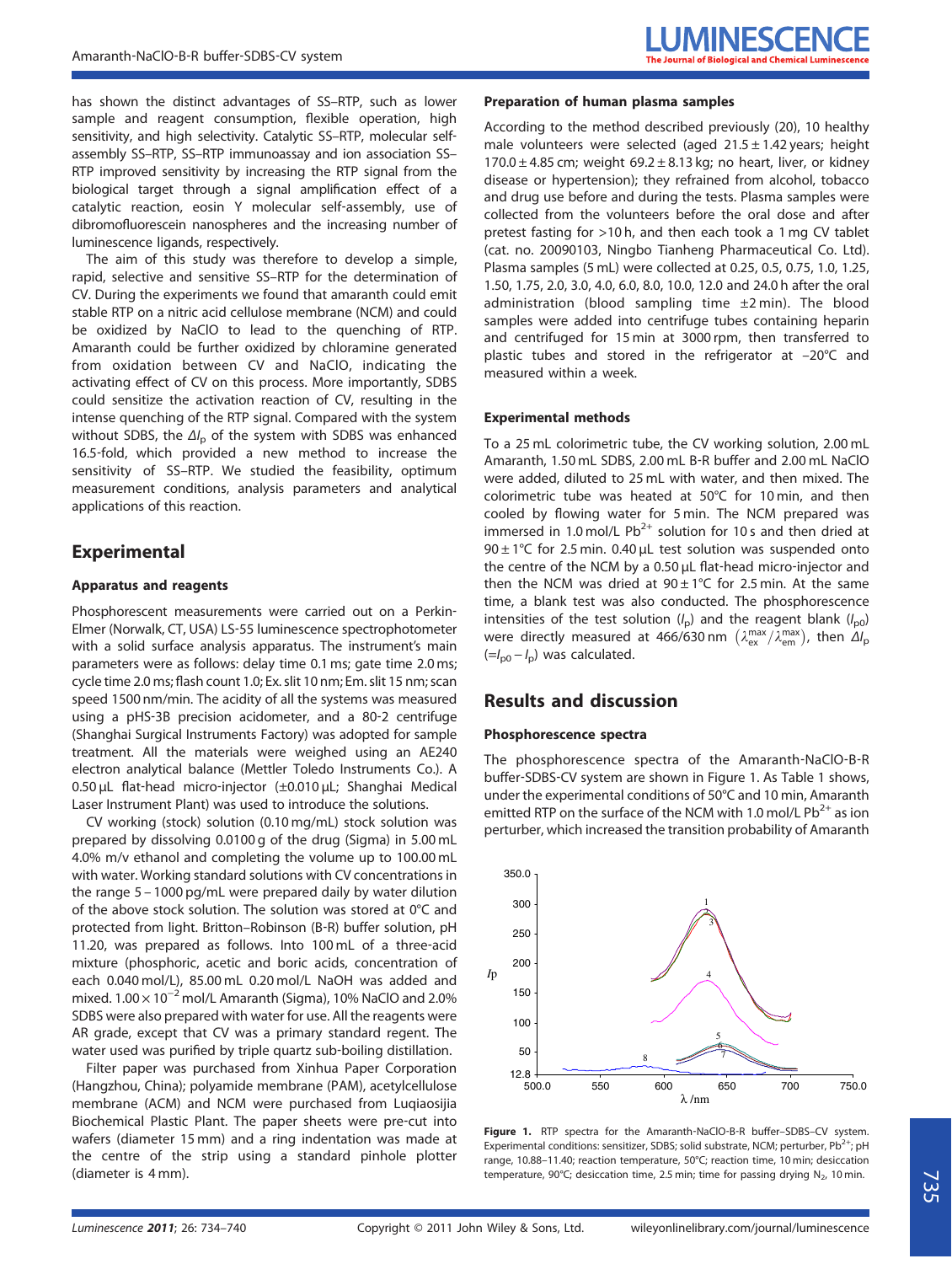has shown the distinct advantages of SS–RTP, such as lower sample and reagent consumption, flexible operation, high sensitivity, and high selectivity. Catalytic SS–RTP, molecular self-assembly SS–RTP, SS–RTP immunoassay and ion association SS–RTP improved sensitivity by increasing the RTP signal from the biological target through a signal amplification effect of a catalytic reaction, eosin Y molecular self-assembly, use of dibromofluorescein nanospheres and the increasing number of luminescence ligands, respectively.

The aim of this study was therefore to develop a simple, rapid, selective and sensitive SS–RTP for the determination of CV. During the experiments we found that amaranth could emit stable RTP on a nitric acid cellulose membrane (NCM) and could be oxidized by NaClO to lead to the quenching of RTP. Amaranth could be further oxidized by chloramine generated from oxidation between CV and NaClO, indicating the activating effect of CV on this process. More importantly, SDBS could sensitize the activation reaction of CV, resulting in the intense quenching of the RTP signal. Compared with the system without SDBS, the $\Delta I_p$ of the system with SDBS was enhanced 16.5-fold, which provided a new method to increase the sensitivity of SS–RTP. We studied the feasibility, optimum measurement conditions, analysis parameters and analytical applications of this reaction.

## Experimental

### Apparatus and reagents

Phosphorescent measurements were carried out on a Perkin-Elmer (Norwalk, CT, USA) LS-55 luminescence spectrophotometer with a solid surface analysis apparatus. The instrument's main parameters were as follows: delay time 0.1 ms; gate time 2.0 ms; cycle time 2.0 ms; flash count 1.0; Ex. slit 10 nm; Em. slit 15 nm; scan speed 1500 nm/min. The acidity of all the systems was measured using a pHS-3B precision acidometer, and a 80-2 centrifuge (Shanghai Surgical Instruments Factory) was adopted for sample treatment. All the materials were weighed using an AE240 electron analytical balance (Mettler Toledo Instruments Co.). A 0.50 μL flat-head micro-injector (±0.010 μL; Shanghai Medical Laser Instrument Plant) was used to introduce the solutions.

CV working (stock) solution (0.10 mg/mL) stock solution was prepared by dissolving 0.0100 g of the drug (Sigma) in 5.00 mL 4.0% m/v ethanol and completing the volume up to 100.00 mL with water. Working standard solutions with CV concentrations in the range 5 – 1000 pg/mL were prepared daily by water dilution of the above stock solution. The solution was stored at 0°C and protected from light. Britton–Robinson (B-R) buffer solution, pH 11.20, was prepared as follows. Into 100 mL of a three-acid mixture (phosphoric, acetic and boric acids, concentration of each 0.040 mol/L), 85.00 mL 0.20 mol/L NaOH was added and mixed. $1.00 \times 10^{-2}$ mol/L Amaranth (Sigma), 10% NaClO and 2.0% SDBS were also prepared with water for use. All the reagents were AR grade, except that CV was a primary standard regent. The water used was purified by triple quartz sub-boiling distillation.

Filter paper was purchased from Xinhua Paper Corporation (Hangzhou, China); polyamide membrane (PAM), acetylcellulose membrane (ACM) and NCM were purchased from Luqiaosijia Biochemical Plastic Plant. The paper sheets were pre-cut into wafers (diameter 15 mm) and a ring indentation was made at the centre of the strip using a standard pinhole plotter (diameter is 4 mm).

### Preparation of human plasma samples

According to the method described previously (20), 10 healthy male volunteers were selected (aged 21.5 ± 1.42 years; height 170.0 ± 4.85 cm; weight 69.2 ± 8.13 kg; no heart, liver, or kidney disease or hypertension); they refrained from alcohol, tobacco and drug use before and during the tests. Plasma samples were collected from the volunteers before the oral dose and after pretest fasting for >10 h, and then each took a 1 mg CV tablet (cat. no. 20090103, Ningbo Tianheng Pharmaceutical Co. Ltd). Plasma samples (5 mL) were collected at 0.25, 0.5, 0.75, 1.0, 1.25, 1.50, 1.75, 2.0, 3.0, 4.0, 6.0, 8.0, 10.0, 12.0 and 24.0 h after the oral administration (blood sampling time ±2 min). The blood samples were added into centrifuge tubes containing heparin and centrifuged for 15 min at 3000 rpm, then transferred to plastic tubes and stored in the refrigerator at −20°C and measured within a week.

### Experimental methods

To a 25 mL colorimetric tube, the CV working solution, 2.00 mL Amaranth, 1.50 mL SDBS, 2.00 mL B-R buffer and 2.00 mL NaClO were added, diluted to 25 mL with water, and then mixed. The colorimetric tube was heated at 50°C for 10 min, and then cooled by flowing water for 5 min. The NCM prepared was immersed in 1.0 mol/L $Pb^{2+}$ solution for 10 s and then dried at 90 ± 1°C for 2.5 min. 0.40 μL test solution was suspended onto the centre of the NCM by a 0.50 μL flat-head micro-injector and then the NCM was dried at 90 ± 1°C for 2.5 min. At the same time, a blank test was also conducted. The phosphorescence intensities of the test solution ($I_p$) and the reagent blank ($I_{p0}$) were directly measured at 466/630 nm $(\lambda_{ex}^{max}/\lambda_{em}^{max})$, then $\Delta I_p$ ($=I_{p0} - I_p$) was calculated.

## Results and discussion

### Phosphorescence spectra

The phosphorescence spectra of the Amaranth-NaClO-B-R buffer-SDBS-CV system are shown in Figure 1. As Table 1 shows, under the experimental conditions of 50°C and 10 min, Amaranth emitted RTP on the surface of the NCM with 1.0 mol/L $Pb^{2+}$ as ion perturber, which increased the transition probability of Amaranth

**Figure 1.** RTP spectra for the Amaranth-NaClO-B-R buffer–SDBS–CV system. Experimental conditions: sensitizer, SDBS; solid substrate, NCM; perturber, $Pb^{2+}$; pH range, 10.88–11.40; reaction temperature, 50°C; reaction time, 10 min; desiccation temperature, 90°C; desiccation time, 2.5 min; time for passing drying $N_2$, 10 min.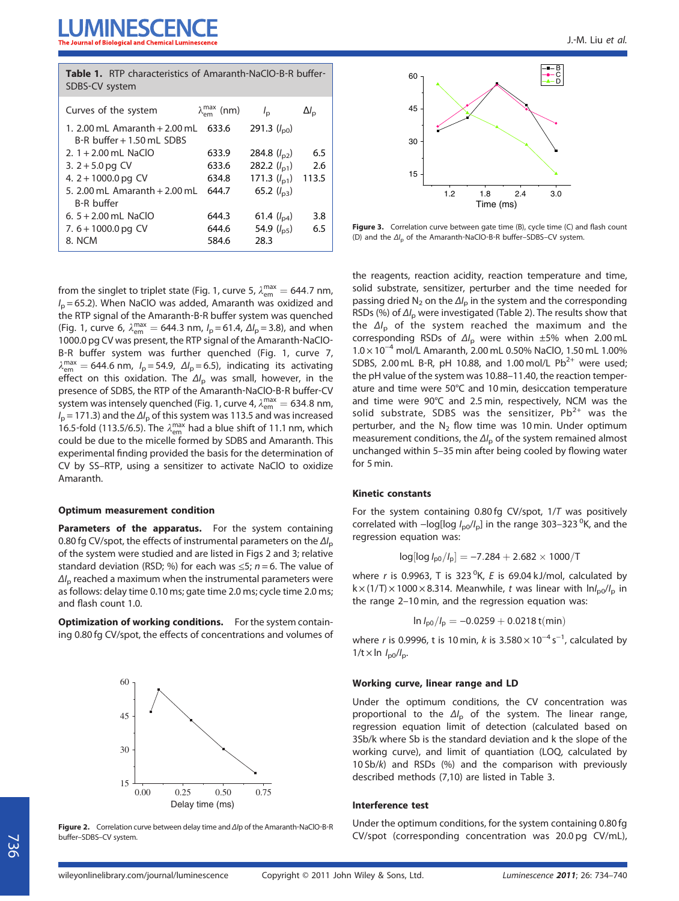**Table 1.** RTP characteristics of Amaranth-NaClO-B-R buffer-SDBS-CV system

| Curves of the system | $\lambda_{em}^{max}$ (nm) | $I_p$ | $\Delta I_p$ |
|---|---|---|---|
| 1. 2.00 mL Amaranth + 2.00 mL B-R buffer + 1.50 mL SDBS | 633.6 | 291.3 ($I_{p0}$) | |
| 2. 1 + 2.00 mL NaClO | 633.9 | 284.8 ($I_{p2}$) | 6.5 |
| 3. 2 + 5.0 pg CV | 633.6 | 282.2 ($I_{p1}$) | 2.6 |
| 4. 2 + 1000.0 pg CV | 634.8 | 171.3 ($I_{p1}$) | 113.5 |
| 5. 2.00 mL Amaranth + 2.00 mL B-R buffer | 644.7 | 65.2 ($I_{p3}$) | |
| 6. 5 + 2.00 mL NaClO | 644.3 | 61.4 ($I_{p4}$) | 3.8 |
| 7. 6 + 1000.0 pg CV | 644.6 | 54.9 ($I_{p5}$) | 6.5 |
| 8. NCM | 584.6 | 28.3 | |

from the singlet to triplet state (Fig. 1, curve 5, $\lambda_{em}^{max} = 644.7$ nm, $I_p = 65.2$). When NaClO was added, Amaranth was oxidized and the RTP signal of the Amaranth-B-R buffer system was quenched (Fig. 1, curve 6, $\lambda_{em}^{max} = 644.3$ nm, $I_p = 61.4$, $\Delta I_p = 3.8$), and when 1000.0 pg CV was present, the RTP signal of the Amaranth-NaClO-B-R buffer system was further quenched (Fig. 1, curve 7, $\lambda_{em}^{max} = 644.6$ nm, $I_p = 54.9$, $\Delta I_p = 6.5$), indicating its activating effect on this oxidation. The $\Delta I_p$ was small, however, in the presence of SDBS, the RTP of the Amaranth-NaClO-B-R buffer-CV system was intensely quenched (Fig. 1, curve 4, $\lambda_{em}^{max} = 634.8$ nm, $I_p = 171.3$) and the $\Delta I_p$ of this system was 113.5 and was increased 16.5-fold (113.5/6.5). The $\lambda_{em}^{max}$ had a blue shift of 11.1 nm, which could be due to the micelle formed by SDBS and Amaranth. This experimental finding provided the basis for the determination of CV by SS–RTP, using a sensitizer to activate NaClO to oxidize Amaranth.

### Optimum measurement condition

**Parameters of the apparatus.** For the system containing 0.80 fg CV/spot, the effects of instrumental parameters on the $\Delta I_p$ of the system were studied and are listed in Figs 2 and 3; relative standard deviation (RSD; %) for each was ≤5; $n = 6$. The value of $\Delta I_p$ reached a maximum when the instrumental parameters were as follows: delay time 0.10 ms; gate time 2.0 ms; cycle time 2.0 ms; and flash count 1.0.

**Optimization of working conditions.** For the system containing 0.80 fg CV/spot, the effects of concentrations and volumes of the reagents, reaction acidity, reaction temperature and time, solid substrate, sensitizer, perturber and the time needed for passing dried $N_2$ on the $\Delta I_p$ in the system and the corresponding RSDs (%) of $\Delta I_p$ were investigated (Table 2). The results show that the $\Delta I_p$ of the system reached the maximum and the corresponding RSDs of $\Delta I_p$ were within ±5% when 2.00 mL $1.0 \times 10^{-4}$ mol/L Amaranth, 2.00 mL 0.50% NaClO, 1.50 mL 1.00% SDBS, 2.00 mL B-R, pH 10.88, and 1.00 mol/L $Pb^{2+}$ were used; the pH value of the system was 10.88–11.40, the reaction temperature and time were 50°C and 10 min, desiccation temperature and time were 90°C and 2.5 min, respectively, NCM was the solid substrate, SDBS was the sensitizer, $Pb^{2+}$ was the perturber, and the $N_2$ flow time was 10 min. Under optimum measurement conditions, the $\Delta I_p$ of the system remained almost unchanged within 5–35 min after being cooled by flowing water for 5 min.

Figure 3. Correlation curve between gate time (B), cycle time (C) and flash count (D) and the $\Delta I_p$ of the Amaranth-NaClO-B-R buffer–SDBS–CV system.

Figure 2. Correlation curve between delay time and Δ*I*p of the Amaranth-NaClO-B-R buffer–SDBS–CV system.

### Kinetic constants

For the system containing 0.80 fg CV/spot, 1/*T* was positively correlated with $-\log[\log I_{p0}/I_p]$ in the range 303–323 $^0$K, and the regression equation was:

$$\log[\log I_{p0}/I_p] = -7.284 + 2.682 \times 1000/T$$

where *r* is 0.9963, T is 323 $^0$K, *E* is 69.04 kJ/mol, calculated by $k \times (1/T) \times 1000 \times 8.314$. Meanwhile, *t* was linear with $\ln I_{p0}/I_p$ in the range 2–10 min, and the regression equation was:

$$\ln I_{p0}/I_p = -0.0259 + 0.0218\, t(\text{min})$$

where *r* is 0.9996, t is 10 min, *k* is $3.580 \times 10^{-4}\ s^{-1}$, calculated by $1/t \times \ln I_{p0}/I_p$.

### Working curve, linear range and LD

Under the optimum conditions, the CV concentration was proportional to the $\Delta I_p$ of the system. The linear range, regression equation limit of detection (calculated based on 3Sb/k where Sb is the standard deviation and k the slope of the working curve), and limit of quantiation (LOQ, calculated by 10 Sb/*k*) and RSDs (%) and the comparison with previously described methods (7,10) are listed in Table 3.

### Interference test

Under the optimum conditions, for the system containing 0.80 fg CV/spot (corresponding concentration was 20.0 pg CV/mL),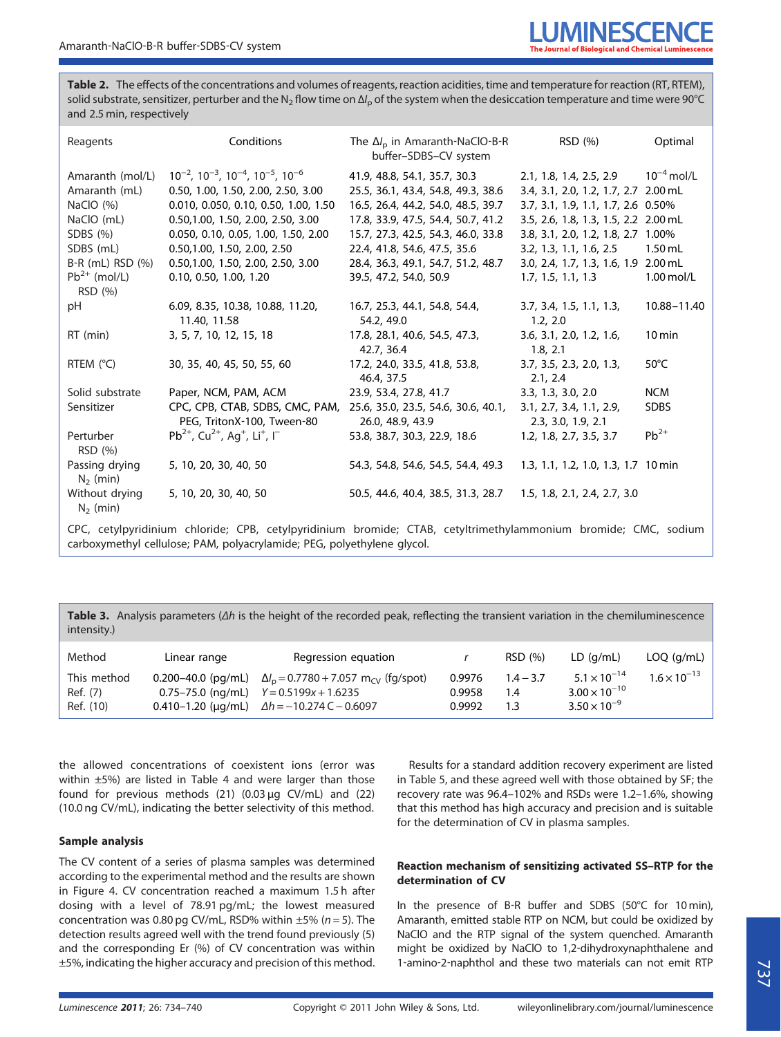**Table 2.** The effects of the concentrations and volumes of reagents, reaction acidities, time and temperature for reaction (RT, RTEM), solid substrate, sensitizer, perturber and the $N_2$ flow time on $\Delta I_p$ of the system when the desiccation temperature and time were 90°C and 2.5 min, respectively

| Reagents | Conditions | The $\Delta I_p$ in Amaranth-NaClO-B-R buffer–SDBS–CV system | RSD (%) | Optimal |
|---|---|---|---|---|
| Amaranth (mol/L) | $10^{-2}$, $10^{-3}$, $10^{-4}$, $10^{-5}$, $10^{-6}$ | 41.9, 48.8, 54.1, 35.7, 30.3 | 2.1, 1.8, 1.4, 2.5, 2.9 | $10^{-4}$ mol/L |
| Amaranth (mL) | 0.50, 1.00, 1.50, 2.00, 2.50, 3.00 | 25.5, 36.1, 43.4, 54.8, 49.3, 38.6 | 3.4, 3.1, 2.0, 1.2, 1.7, 2.7 | 2.00 mL |
| NaClO (%) | 0.010, 0.050, 0.10, 0.50, 1.00, 1.50 | 16.5, 26.4, 44.2, 54.0, 48.5, 39.7 | 3.7, 3.1, 1.9, 1.1, 1.7, 2.6 | 0.50% |
| NaClO (mL) | 0.50,1.00, 1.50, 2.00, 2.50, 3.00 | 17.8, 33.9, 47.5, 54.4, 50.7, 41.2 | 3.5, 2.6, 1.8, 1.3, 1.5, 2.2 | 2.00 mL |
| SDBS (%) | 0.050, 0.10, 0.05, 1.00, 1.50, 2.00 | 15.7, 27.3, 42.5, 54.3, 46.0, 33.8 | 3.8, 3.1, 2.0, 1.2, 1.8, 2.7 | 1.00% |
| SDBS (mL) | 0.50,1.00, 1.50, 2.00, 2.50 | 22.4, 41.8, 54.6, 47.5, 35.6 | 3.2, 1.3, 1.1, 1.6, 2.5 | 1.50 mL |
| B-R (mL) RSD (%) | 0.50,1.00, 1.50, 2.00, 2.50, 3.00 | 28.4, 36.3, 49.1, 54.7, 51.2, 48.7 | 3.0, 2.4, 1.7, 1.3, 1.6, 1.9 | 2.00 mL |
| $Pb^{2+}$ (mol/L) RSD (%) | 0.10, 0.50, 1.00, 1.20 | 39.5, 47.2, 54.0, 50.9 | 1.7, 1.5, 1.1, 1.3 | 1.00 mol/L |
| pH | 6.09, 8.35, 10.38, 10.88, 11.20, 11.40, 11.58 | 16.7, 25.3, 44.1, 54.8, 54.4, 54.2, 49.0 | 3.7, 3.4, 1.5, 1.1, 1.3, 1.2, 2.0 | 10.88–11.40 |
| RT (min) | 3, 5, 7, 10, 12, 15, 18 | 17.8, 28.1, 40.6, 54.5, 47.3, 42.7, 36.4 | 3.6, 3.1, 2.0, 1.2, 1.6, 1.8, 2.1 | 10 min |
| RTEM (°C) | 30, 35, 40, 45, 50, 55, 60 | 17.2, 24.0, 33.5, 41.8, 53.8, 46.4, 37.5 | 3.7, 3.5, 2.3, 2.0, 1.3, 2.1, 2.4 | 50°C |
| Solid substrate | Paper, NCM, PAM, ACM | 23.9, 53.4, 27.8, 41.7 | 3.3, 1.3, 3.0, 2.0 | NCM |
| Sensitizer | CPC, CPB, CTAB, SDBS, CMC, PAM, PEG, TritonX-100, Tween-80 | 25.6, 35.0, 23.5, 54.6, 30.6, 40.1, 26.0, 48.9, 43.9 | 3.1, 2.7, 3.4, 1.1, 2.9, 2.3, 3.0, 1.9, 2.1 | SDBS |
| Perturber RSD (%) | $Pb^{2+}$, $Cu^{2+}$, $Ag^{+}$, $Li^{+}$, $I^{-}$ | 53.8, 38.7, 30.3, 22.9, 18.6 | 1.2, 1.8, 2.7, 3.5, 3.7 | $Pb^{2+}$ |
| Passing drying $N_2$ (min) | 5, 10, 20, 30, 40, 50 | 54.3, 54.8, 54.6, 54.5, 54.4, 49.3 | 1.3, 1.1, 1.2, 1.0, 1.3, 1.7 | 10 min |
| Without drying $N_2$ (min) | 5, 10, 20, 30, 40, 50 | 50.5, 44.6, 40.4, 38.5, 31.3, 28.7 | 1.5, 1.8, 2.1, 2.4, 2.7, 3.0 | |

CPC, cetylpyridinium chloride; CPB, cetylpyridinium bromide; CTAB, cetyltrimethylammonium bromide; CMC, sodium carboxymethyl cellulose; PAM, polyacrylamide; PEG, polyethylene glycol.

**Table 3.** Analysis parameters ($\Delta h$ is the height of the recorded peak, reflecting the transient variation in the chemiluminescence intensity.)

| Method | Linear range | Regression equation | $r$ | RSD (%) | LD (g/mL) | LOQ (g/mL) |
|---|---|---|---|---|---|---|
| This method | 0.200–40.0 (pg/mL) | $\Delta I_p = 0.7780 + 7.057\ m_{CV}$ (fg/spot) | 0.9976 | 1.4 – 3.7 | $5.1 \times 10^{-14}$ | $1.6 \times 10^{-13}$ |
| Ref. (7) | 0.75–75.0 (ng/mL) | $Y = 0.5199x + 1.6235$ | 0.9958 | 1.4 | $3.00 \times 10^{-10}$ | |
| Ref. (10) | 0.410–1.20 (µg/mL) | $\Delta h = -10.274\ C - 0.6097$ | 0.9992 | 1.3 | $3.50 \times 10^{-9}$ | |

the allowed concentrations of coexistent ions (error was within ±5%) are listed in Table 4 and were larger than those found for previous methods (21) (0.03 µg CV/mL) and (22) (10.0 ng CV/mL), indicating the better selectivity of this method.

### Sample analysis

The CV content of a series of plasma samples was determined according to the experimental method and the results are shown in Figure 4. CV concentration reached a maximum 1.5 h after dosing with a level of 78.91 pg/mL; the lowest measured concentration was 0.80 pg CV/mL, RSD% within ±5% ($n = 5$). The detection results agreed well with the trend found previously (5) and the corresponding Er (%) of CV concentration was within ±5%, indicating the higher accuracy and precision of this method.

Results for a standard addition recovery experiment are listed in Table 5, and these agreed well with those obtained by SF; the recovery rate was 96.4–102% and RSDs were 1.2–1.6%, showing that this method has high accuracy and precision and is suitable for the determination of CV in plasma samples.

### Reaction mechanism of sensitizing activated SS–RTP for the determination of CV

In the presence of B-R buffer and SDBS (50°C for 10 min), Amaranth, emitted stable RTP on NCM, but could be oxidized by NaClO and the RTP signal of the system quenched. Amaranth might be oxidized by NaClO to 1,2-dihydroxynaphthalene and 1-amino-2-naphthol and these two materials can not emit RTP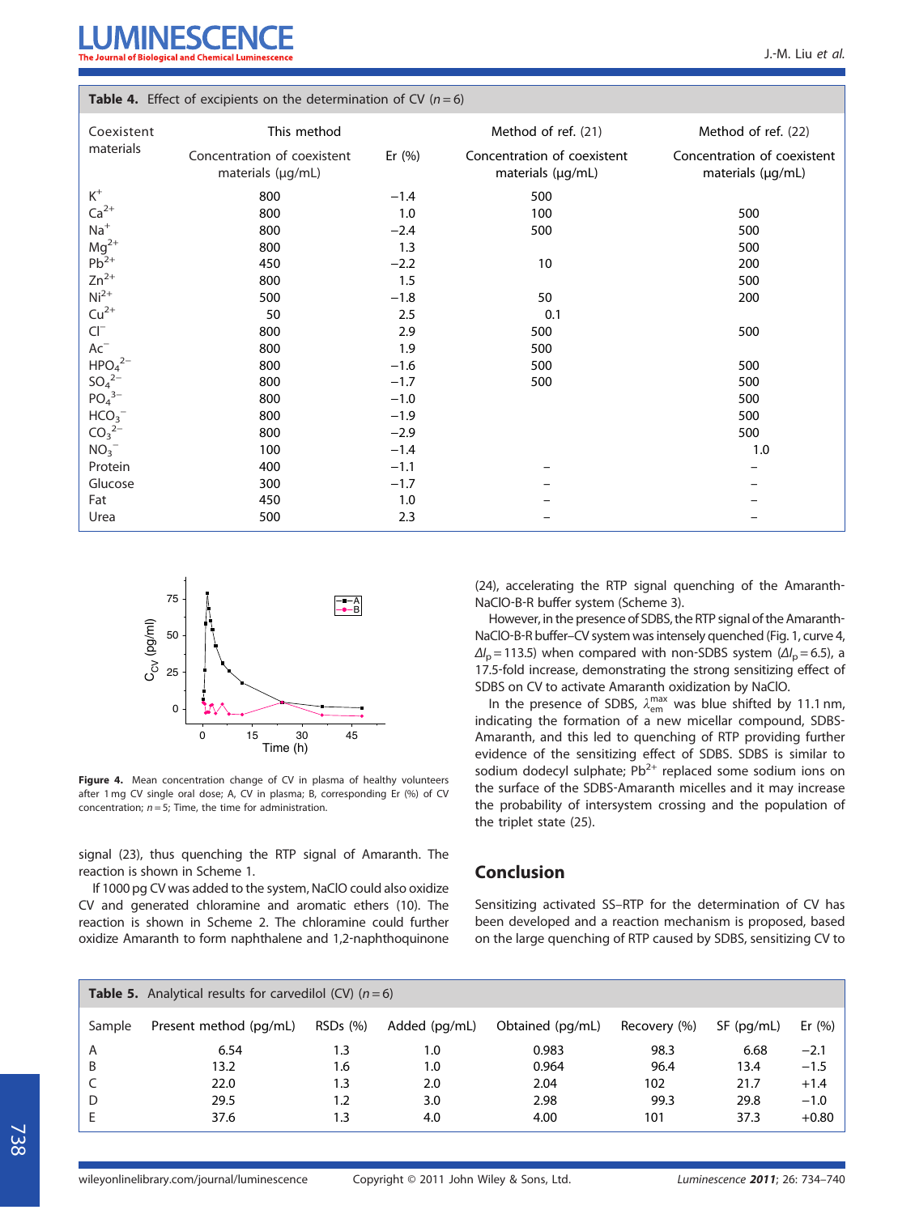**Table 4.** Effect of excipients on the determination of CV ($n = 6$)

| Coexistent materials | This method | | Method of ref. (21) | Method of ref. (22) |
|---|---|---|---|---|
| | Concentration of coexistent materials (μg/mL) | Er (%) | Concentration of coexistent materials (μg/mL) | Concentration of coexistent materials (μg/mL) |
| $K^+$ | 800 | −1.4 | 500 | |
| $Ca^{2+}$ | 800 | 1.0 | 100 | 500 |
| $Na^+$ | 800 | −2.4 | 500 | 500 |
| $Mg^{2+}$ | 800 | 1.3 | | 500 |
| $Pb^{2+}$ | 450 | −2.2 | 10 | 200 |
| $Zn^{2+}$ | 800 | 1.5 | | 500 |
| $Ni^{2+}$ | 500 | −1.8 | 50 | 200 |
| $Cu^{2+}$ | 50 | 2.5 | 0.1 | |
| $Cl^-$ | 800 | 2.9 | 500 | 500 |
| $Ac^-$ | 800 | 1.9 | 500 | |
| $HPO_4^{2-}$ | 800 | −1.6 | 500 | 500 |
| $SO_4^{2-}$ | 800 | −1.7 | 500 | 500 |
| $PO_4^{3-}$ | 800 | −1.0 | | 500 |
| $HCO_3^-$ | 800 | −1.9 | | 500 |
| $CO_3^{2-}$ | 800 | −2.9 | | 500 |
| $NO_3^-$ | 100 | −1.4 | | 1.0 |
| Protein | 400 | −1.1 | – | – |
| Glucose | 300 | −1.7 | – | – |
| Fat | 450 | 1.0 | – | – |
| Urea | 500 | 2.3 | – | – |

**Figure 4.** Mean concentration change of CV in plasma of healthy volunteers after 1 mg CV single oral dose; A, CV in plasma; B, corresponding Er (%) of CV concentration; $n = 5$; Time, the time for administration.

signal (23), thus quenching the RTP signal of Amaranth. The reaction is shown in Scheme 1.

If 1000 pg CV was added to the system, NaClO could also oxidize CV and generated chloramine and aromatic ethers (10). The reaction is shown in Scheme 2. The chloramine could further oxidize Amaranth to form naphthalene and 1,2-naphthoquinone (24), accelerating the RTP signal quenching of the Amaranth-NaClO-B-R buffer system (Scheme 3).

However, in the presence of SDBS, the RTP signal of the Amaranth-NaClO-B-R buffer–CV system was intensely quenched (Fig. 1, curve 4, $\Delta I_p = 113.5$) when compared with non-SDBS system ($\Delta I_p = 6.5$), a 17.5-fold increase, demonstrating the strong sensitizing effect of SDBS on CV to activate Amaranth oxidization by NaClO.

In the presence of SDBS, $\lambda_{em}^{max}$ was blue shifted by 11.1 nm, indicating the formation of a new micellar compound, SDBS-Amaranth, and this led to quenching of RTP providing further evidence of the sensitizing effect of SDBS. SDBS is similar to sodium dodecyl sulphate; $Pb^{2+}$ replaced some sodium ions on the surface of the SDBS-Amaranth micelles and it may increase the probability of intersystem crossing and the population of the triplet state (25).

## Conclusion

Sensitizing activated SS–RTP for the determination of CV has been developed and a reaction mechanism is proposed, based on the large quenching of RTP caused by SDBS, sensitizing CV to

**Table 5.** Analytical results for carvedilol (CV) ($n = 6$)

| Sample | Present method (pg/mL) | RSDs (%) | Added (pg/mL) | Obtained (pg/mL) | Recovery (%) | SF (pg/mL) | Er (%) |
|---|---|---|---|---|---|---|---|
| A | 6.54 | 1.3 | 1.0 | 0.983 | 98.3 | 6.68 | −2.1 |
| B | 13.2 | 1.6 | 1.0 | 0.964 | 96.4 | 13.4 | −1.5 |
| C | 22.0 | 1.3 | 2.0 | 2.04 | 102 | 21.7 | +1.4 |
| D | 29.5 | 1.2 | 3.0 | 2.98 | 99.3 | 29.8 | −1.0 |
| E | 37.6 | 1.3 | 4.0 | 4.00 | 101 | 37.3 | +0.80 |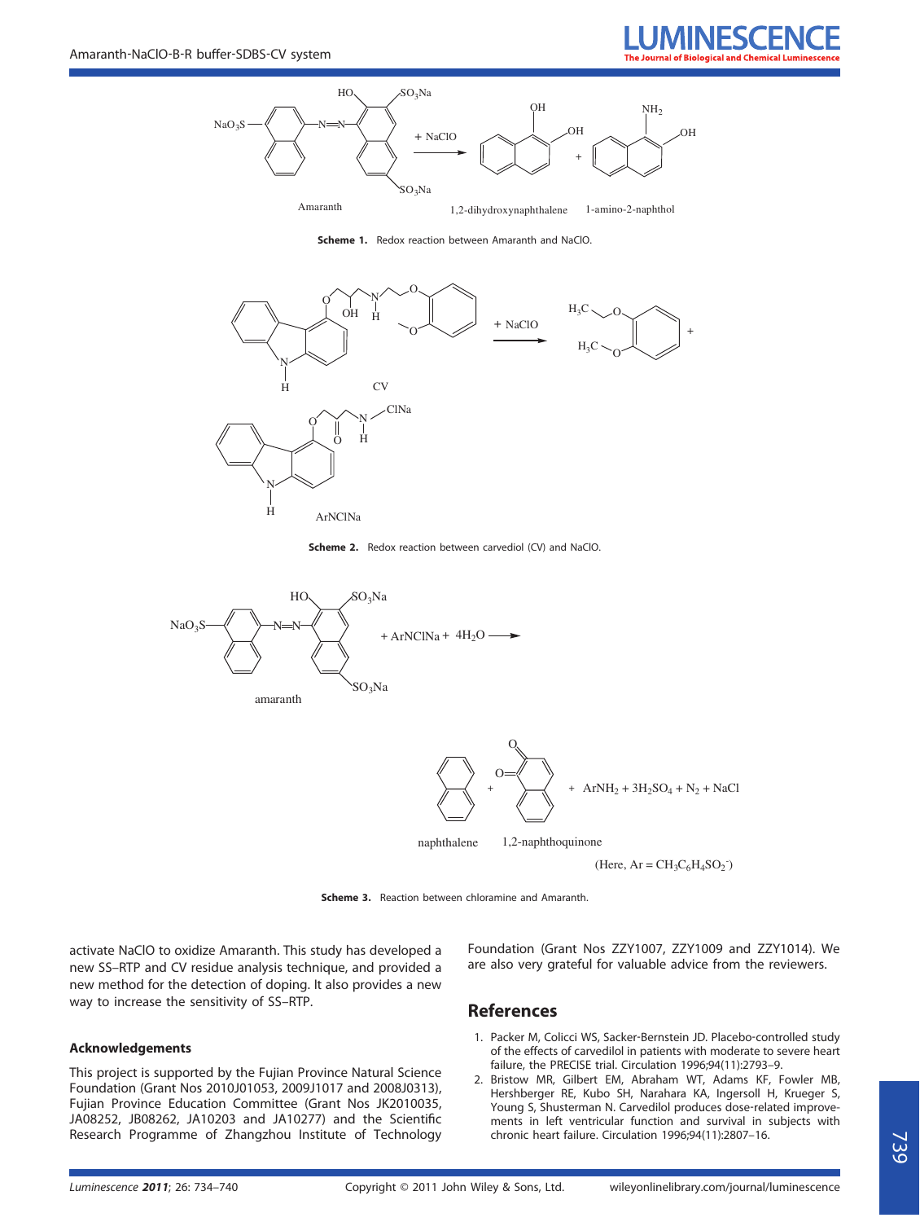Scheme 1. Redox reaction between Amaranth and NaClO.

Scheme 2. Redox reaction between carvediol (CV) and NaClO.

Scheme 3. Reaction between chloramine and Amaranth.

activate NaClO to oxidize Amaranth. This study has developed a new SS–RTP and CV residue analysis technique, and provided a new method for the detection of doping. It also provides a new way to increase the sensitivity of SS–RTP.

### Acknowledgements

This project is supported by the Fujian Province Natural Science Foundation (Grant Nos 2010J01053, 2009J1017 and 2008J0313), Fujian Province Education Committee (Grant Nos JK2010035, JA08252, JB08262, JA10203 and JA10277) and the Scientific Research Programme of Zhangzhou Institute of Technology Foundation (Grant Nos ZZY1007, ZZY1009 and ZZY1014). We are also very grateful for valuable advice from the reviewers.

## References

1. Packer M, Colicci WS, Sacker-Bernstein JD. Placebo-controlled study of the effects of carvedilol in patients with moderate to severe heart failure, the PRECISE trial. Circulation 1996;94(11):2793–9.
2. Bristow MR, Gilbert EM, Abraham WT, Adams KF, Fowler MB, Hershberger RE, Kubo SH, Narahara KA, Ingersoll H, Krueger S, Young S, Shusterman N. Carvedilol produces dose-related improvements in left ventricular function and survival in subjects with chronic heart failure. Circulation 1996;94(11):2807–16.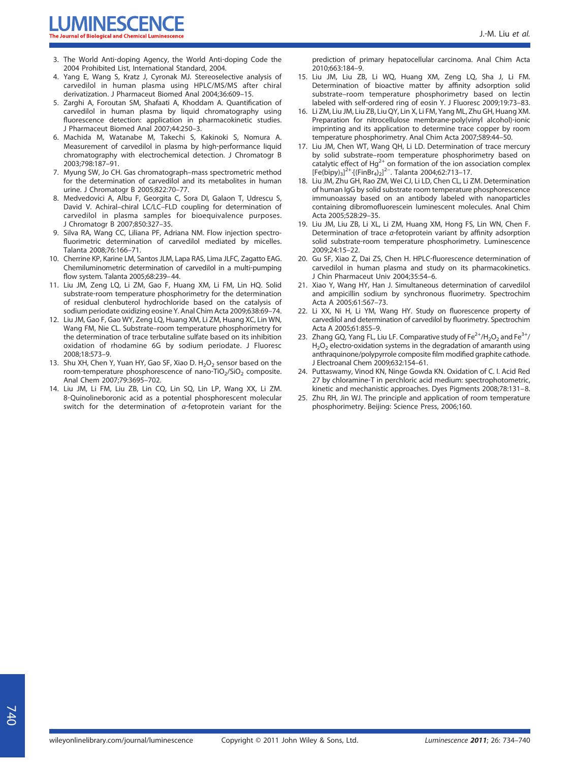3. The World Anti-doping Agency, the World Anti-doping Code the 2004 Prohibited List, International Standard, 2004.
4. Yang E, Wang S, Kratz J, Cyronak MJ. Stereoselective analysis of carvedilol in human plasma using HPLC/MS/MS after chiral derivatization. J Pharmaceut Biomed Anal 2004;36:609–15.
5. Zarghi A, Foroutan SM, Shafaati A, Khoddam A. Quantification of carvedilol in human plasma by liquid chromatography using fluorescence detection: application in pharmacokinetic studies. J Pharmaceut Biomed Anal 2007;44:250–3.
6. Machida M, Watanabe M, Takechi S, Kakinoki S, Nomura A. Measurement of carvedilol in plasma by high-performance liquid chromatography with electrochemical detection. J Chromatogr B 2003;798:187–91.
7. Myung SW, Jo CH. Gas chromatograph–mass spectrometric method for the determination of carvedilol and its metabolites in human urine. J Chromatogr B 2005;822:70–77.
8. Medvedovici A, Albu F, Georgita C, Sora DI, Galaon T, Udrescu S, David V. Achiral–chiral LC/LC–FLD coupling for determination of carvedilol in plasma samples for bioequivalence purposes. J Chromatogr B 2007;850:327–35.
9. Silva RA, Wang CC, Liliana PF, Adriana NM. Flow injection spectrofluorimetric determination of carvedilol mediated by micelles. Talanta 2008;76:166–71.
10. Cherrine KP, Karine LM, Santos JLM, Lapa RAS, Lima JLFC, Zagatto EAG. Chemiluminometric determination of carvedilol in a multi-pumping flow system. Talanta 2005;68:239–44.
11. Liu JM, Zeng LQ, Li ZM, Gao F, Huang XM, Li FM, Lin HQ. Solid substrate-room temperature phosphorimetry for the determination of residual clenbuterol hydrochloride based on the catalysis of sodium periodate oxidizing eosine Y. Anal Chim Acta 2009;638:69–74.
12. Liu JM, Gao F, Gao WY, Zeng LQ, Huang XM, Li ZM, Huang XC, Lin WN, Wang FM, Nie CL. Substrate–room temperature phosphorimetry for the determination of trace terbutaline sulfate based on its inhibition oxidation of rhodamine 6G by sodium periodate. J Fluoresc 2008;18:573–9.
13. Shu XH, Chen Y, Yuan HY, Gao SF, Xiao D. $H_2O_2$ sensor based on the room-temperature phosphorescence of nano-$TiO_2/SiO_2$ composite. Anal Chem 2007;79:3695–702.
14. Liu JM, Li FM, Liu ZB, Lin CQ, Lin SQ, Lin LP, Wang XX, Li ZM. 8-Quinolineboronic acid as a potential phosphorescent molecular switch for the determination of $\alpha$-fetoprotein variant for the prediction of primary hepatocellular carcinoma. Anal Chim Acta 2010;663:184–9.
15. Liu JM, Liu ZB, Li WQ, Huang XM, Zeng LQ, Sha J, Li FM. Determination of bioactive matter by affinity adsorption solid substrate–room temperature phosphorimetry based on lectin labeled with self-ordered ring of eosin Y. J Fluoresc 2009;19:73–83.
16. Li ZM, Liu JM, Liu ZB, Liu QY, Lin X, Li FM, Yang ML, Zhu GH, Huang XM. Preparation for nitrocellulose membrane-poly(vinyl alcohol)-ionic imprinting and its application to determine trace copper by room temperature phosphorimetry. Anal Chim Acta 2007;589:44–50.
17. Liu JM, Chen WT, Wang QH, Li LD. Determination of trace mercury by solid substrate–room temperature phosphorimetry based on catalytic effect of $Hg^{2+}$ on formation of the ion association complex $[Fe(bipy)_3]^{2+}\cdot[(FinBr_4)_2]^{2-}$. Talanta 2004;62:713–17.
18. Liu JM, Zhu GH, Rao ZM, Wei CJ, Li LD, Chen CL, Li ZM. Determination of human IgG by solid substrate room temperature phosphorescence immunoassay based on an antibody labeled with nanoparticles containing dibromofluorescein luminescent molecules. Anal Chim Acta 2005;528:29–35.
19. Liu JM, Liu ZB, Li XL, Li ZM, Huang XM, Hong FS, Lin WN, Chen F. Determination of trace $\alpha$-fetoprotein variant by affinity adsorption solid substrate-room temperature phosphorimetry. Luminescence 2009;24:15–22.
20. Gu SF, Xiao Z, Dai ZS, Chen H. HPLC-fluorescence determination of carvedilol in human plasma and study on its pharmacokinetics. J Chin Pharmaceut Univ 2004;35:54–6.
21. Xiao Y, Wang HY, Han J. Simultaneous determination of carvedilol and ampicillin sodium by synchronous fluorimetry. Spectrochim Acta A 2005;61:567–73.
22. Li XX, Ni H, Li YM, Wang HY. Study on fluorescence property of carvedilol and determination of carvedilol by fluorimetry. Spectrochim Acta A 2005;61:855–9.
23. Zhang GQ, Yang FL, Liu LF. Comparative study of $Fe^{2+}/H_2O_2$ and $Fe^{3+}/H_2O_2$ electro-oxidation systems in the degradation of amaranth using anthraquinone/polypyrrole composite film modified graphite cathode. J Electroanal Chem 2009;632:154–61.
24. Puttaswamy, Vinod KN, Ninge Gowda KN. Oxidation of C. I. Acid Red 27 by chloramine-T in perchloric acid medium: spectrophotometric, kinetic and mechanistic approaches. Dyes Pigments 2008;78:131–8.
25. Zhu RH, Jin WJ. The principle and application of room temperature phosphorimetry. Beijing: Science Press, 2006;160.